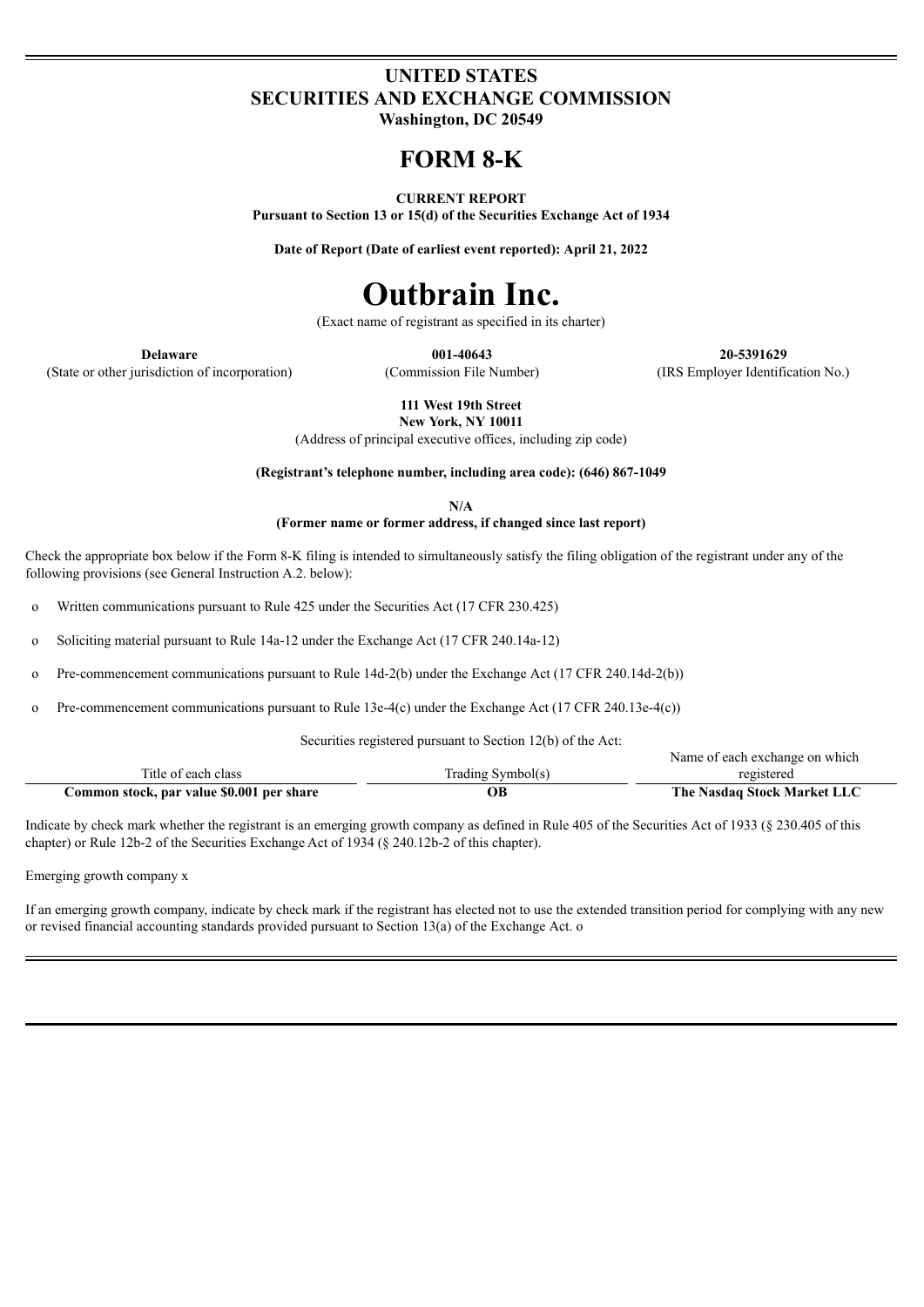**UNITED STATES**
**SECURITIES AND EXCHANGE COMMISSION**
**Washington, DC 20549**

# FORM 8-K

**CURRENT REPORT**
**Pursuant to Section 13 or 15(d) of the Securities Exchange Act of 1934**

**Date of Report (Date of earliest event reported): April 21, 2022**

# Outbrain Inc.

(Exact name of registrant as specified in its charter)

| **Delaware** | **001-40643** | **20-5391629** |
|---|---|---|
| (State or other jurisdiction of incorporation) | (Commission File Number) | (IRS Employer Identification No.) |

**111 West 19th Street**
**New York, NY 10011**
(Address of principal executive offices, including zip code)

**(Registrant's telephone number, including area code): (646) 867-1049**

**N/A**
**(Former name or former address, if changed since last report)**

Check the appropriate box below if the Form 8-K filing is intended to simultaneously satisfy the filing obligation of the registrant under any of the following provisions (see General Instruction A.2. below):

o Written communications pursuant to Rule 425 under the Securities Act (17 CFR 230.425)

o Soliciting material pursuant to Rule 14a-12 under the Exchange Act (17 CFR 240.14a-12)

o Pre-commencement communications pursuant to Rule 14d-2(b) under the Exchange Act (17 CFR 240.14d-2(b))

o Pre-commencement communications pursuant to Rule 13e-4(c) under the Exchange Act (17 CFR 240.13e-4(c))

Securities registered pursuant to Section 12(b) of the Act:

| Title of each class | Trading Symbol(s) | Name of each exchange on which registered |
|---|---|---|
| **Common stock, par value $0.001 per share** | **OB** | **The Nasdaq Stock Market LLC** |

Indicate by check mark whether the registrant is an emerging growth company as defined in Rule 405 of the Securities Act of 1933 (§ 230.405 of this chapter) or Rule 12b-2 of the Securities Exchange Act of 1934 (§ 240.12b-2 of this chapter).

Emerging growth company x

If an emerging growth company, indicate by check mark if the registrant has elected not to use the extended transition period for complying with any new or revised financial accounting standards provided pursuant to Section 13(a) of the Exchange Act. o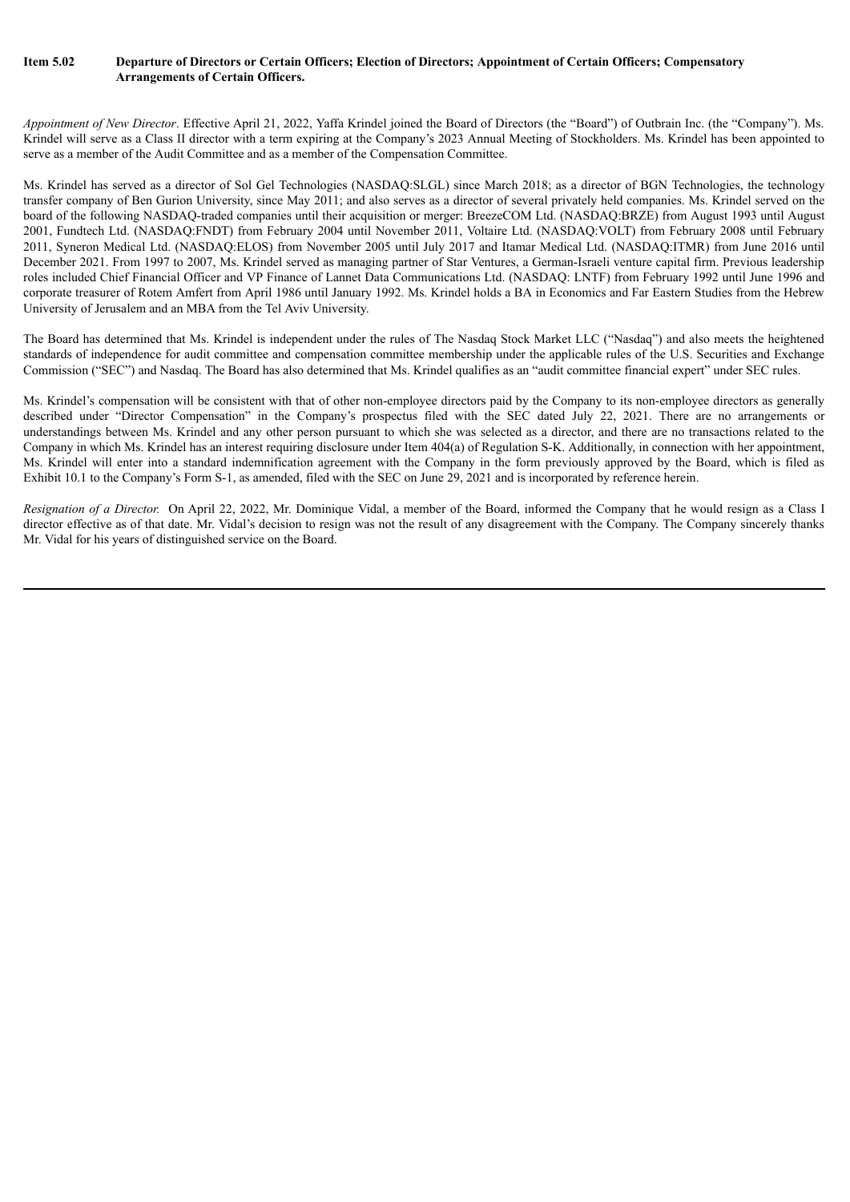**Item 5.02 Departure of Directors or Certain Officers; Election of Directors; Appointment of Certain Officers; Compensatory Arrangements of Certain Officers.**

*Appointment of New Director*. Effective April 21, 2022, Yaffa Krindel joined the Board of Directors (the "Board") of Outbrain Inc. (the "Company"). Ms. Krindel will serve as a Class II director with a term expiring at the Company's 2023 Annual Meeting of Stockholders. Ms. Krindel has been appointed to serve as a member of the Audit Committee and as a member of the Compensation Committee.

Ms. Krindel has served as a director of Sol Gel Technologies (NASDAQ:SLGL) since March 2018; as a director of BGN Technologies, the technology transfer company of Ben Gurion University, since May 2011; and also serves as a director of several privately held companies. Ms. Krindel served on the board of the following NASDAQ-traded companies until their acquisition or merger: BreezeCOM Ltd. (NASDAQ:BRZE) from August 1993 until August 2001, Fundtech Ltd. (NASDAQ:FNDT) from February 2004 until November 2011, Voltaire Ltd. (NASDAQ:VOLT) from February 2008 until February 2011, Syneron Medical Ltd. (NASDAQ:ELOS) from November 2005 until July 2017 and Itamar Medical Ltd. (NASDAQ:ITMR) from June 2016 until December 2021. From 1997 to 2007, Ms. Krindel served as managing partner of Star Ventures, a German-Israeli venture capital firm. Previous leadership roles included Chief Financial Officer and VP Finance of Lannet Data Communications Ltd. (NASDAQ: LNTF) from February 1992 until June 1996 and corporate treasurer of Rotem Amfert from April 1986 until January 1992. Ms. Krindel holds a BA in Economics and Far Eastern Studies from the Hebrew University of Jerusalem and an MBA from the Tel Aviv University.

The Board has determined that Ms. Krindel is independent under the rules of The Nasdaq Stock Market LLC ("Nasdaq") and also meets the heightened standards of independence for audit committee and compensation committee membership under the applicable rules of the U.S. Securities and Exchange Commission ("SEC") and Nasdaq. The Board has also determined that Ms. Krindel qualifies as an "audit committee financial expert" under SEC rules.

Ms. Krindel's compensation will be consistent with that of other non-employee directors paid by the Company to its non-employee directors as generally described under "Director Compensation" in the Company's prospectus filed with the SEC dated July 22, 2021. There are no arrangements or understandings between Ms. Krindel and any other person pursuant to which she was selected as a director, and there are no transactions related to the Company in which Ms. Krindel has an interest requiring disclosure under Item 404(a) of Regulation S-K. Additionally, in connection with her appointment, Ms. Krindel will enter into a standard indemnification agreement with the Company in the form previously approved by the Board, which is filed as Exhibit 10.1 to the Company's Form S-1, as amended, filed with the SEC on June 29, 2021 and is incorporated by reference herein.

*Resignation of a Director.* On April 22, 2022, Mr. Dominique Vidal, a member of the Board, informed the Company that he would resign as a Class I director effective as of that date. Mr. Vidal's decision to resign was not the result of any disagreement with the Company. The Company sincerely thanks Mr. Vidal for his years of distinguished service on the Board.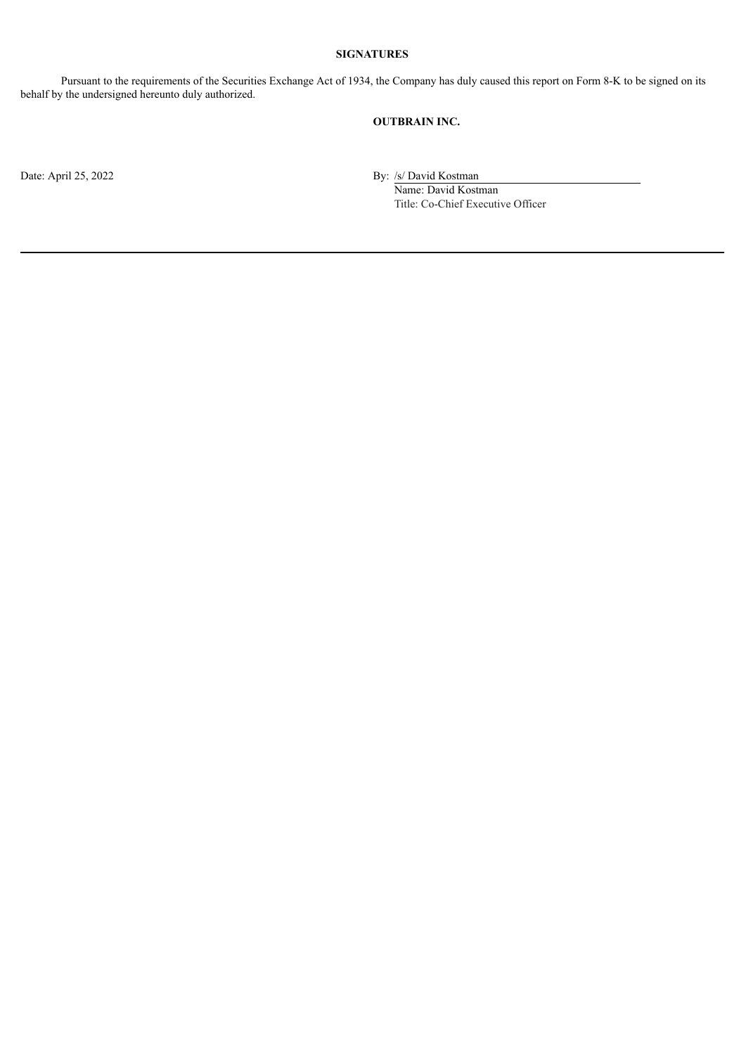**SIGNATURES**

Pursuant to the requirements of the Securities Exchange Act of 1934, the Company has duly caused this report on Form 8-K to be signed on its behalf by the undersigned hereunto duly authorized.

**OUTBRAIN INC.**

Date: April 25, 2022

By: /s/ David Kostman
Name: David Kostman
Title: Co-Chief Executive Officer